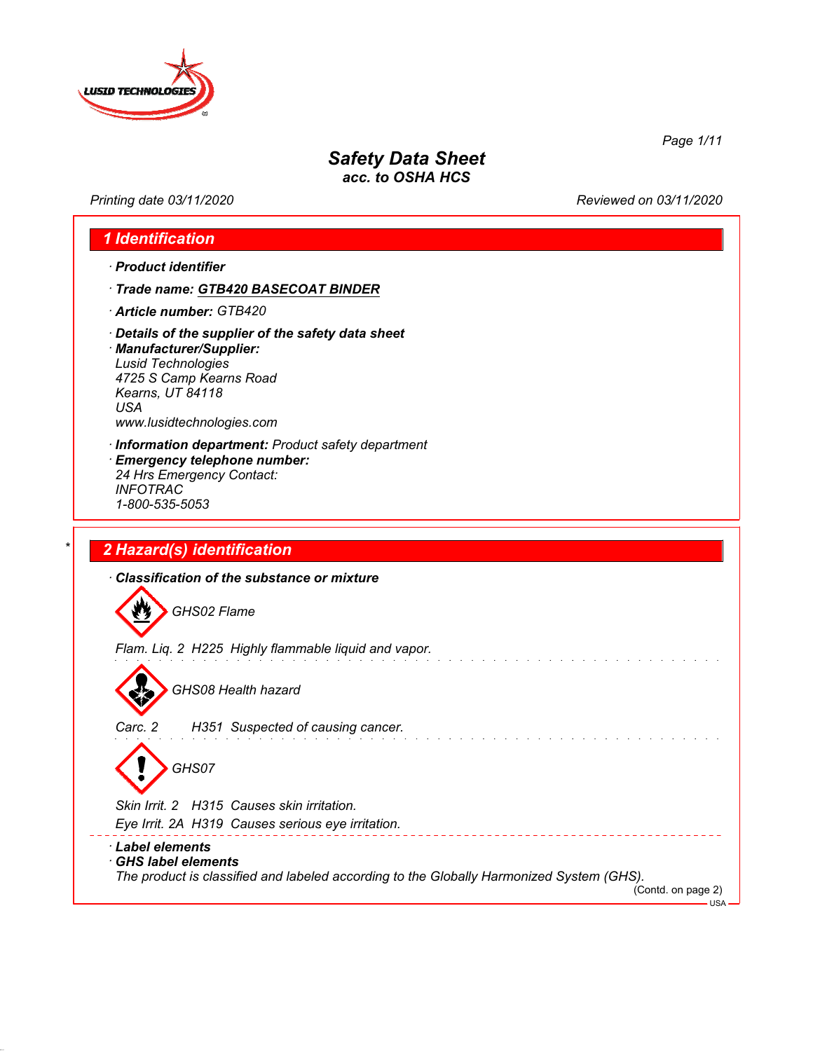# Safety Data Sheet
### acc. to OSHA HCS

Printing date 03/11/2020 | Reviewed on 03/11/2020

## 1 Identification

· **Product identifier**

· **Trade name: GTB420 BASECOAT BINDER**

· **Article number:** GTB420

· **Details of the supplier of the safety data sheet**

· **Manufacturer/Supplier:**
Lusid Technologies
4725 S Camp Kearns Road
Kearns, UT 84118
USA
www.lusidtechnologies.com

· **Information department:** Product safety department

· **Emergency telephone number:**
24 Hrs Emergency Contact:
INFOTRAC
1-800-535-5053

## 2 Hazard(s) identification

· **Classification of the substance or mixture**

GHS02 Flame

Flam. Liq. 2 H225 Highly flammable liquid and vapor.

GHS08 Health hazard

Carc. 2 H351 Suspected of causing cancer.

GHS07

Skin Irrit. 2 H315 Causes skin irritation.

Eye Irrit. 2A H319 Causes serious eye irritation.

· **Label elements**

· **GHS label elements**

The product is classified and labeled according to the Globally Harmonized System (GHS).

(Contd. on page 2)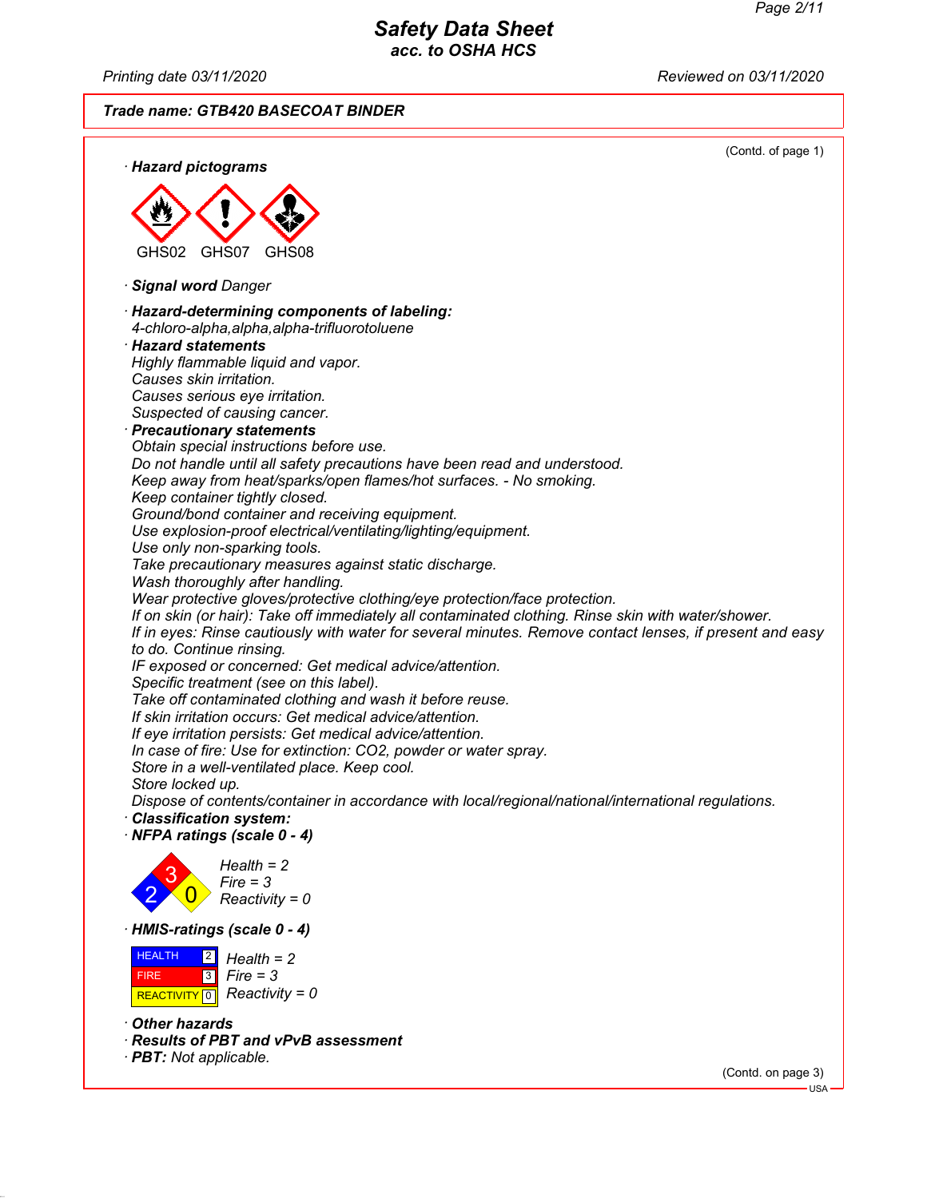**Trade name: GTB420 BASECOAT BINDER**

(Contd. of page 1)

· **Hazard pictograms**

GHS02 GHS07 GHS08

· **Signal word** Danger

· **Hazard-determining components of labeling:**
4-chloro-alpha,alpha,alpha-trifluorotoluene

· **Hazard statements**
Highly flammable liquid and vapor.
Causes skin irritation.
Causes serious eye irritation.
Suspected of causing cancer.

· **Precautionary statements**
Obtain special instructions before use.
Do not handle until all safety precautions have been read and understood.
Keep away from heat/sparks/open flames/hot surfaces. - No smoking.
Keep container tightly closed.
Ground/bond container and receiving equipment.
Use explosion-proof electrical/ventilating/lighting/equipment.
Use only non-sparking tools.
Take precautionary measures against static discharge.
Wash thoroughly after handling.
Wear protective gloves/protective clothing/eye protection/face protection.
If on skin (or hair): Take off immediately all contaminated clothing. Rinse skin with water/shower.
If in eyes: Rinse cautiously with water for several minutes. Remove contact lenses, if present and easy to do. Continue rinsing.
IF exposed or concerned: Get medical advice/attention.
Specific treatment (see on this label).
Take off contaminated clothing and wash it before reuse.
If skin irritation occurs: Get medical advice/attention.
If eye irritation persists: Get medical advice/attention.
In case of fire: Use for extinction: $CO_2$, powder or water spray.
Store in a well-ventilated place. Keep cool.
Store locked up.
Dispose of contents/container in accordance with local/regional/national/international regulations.

· **Classification system:**

· **NFPA ratings (scale 0 - 4)**

Health = 2
Fire = 3
Reactivity = 0

· **HMIS-ratings (scale 0 - 4)**

| | | |
|---|---|---|
| HEALTH | 2 | Health = 2 |
| FIRE | 3 | Fire = 3 |
| REACTIVITY | 0 | Reactivity = 0 |

· **Other hazards**

· **Results of PBT and vPvB assessment**

· **PBT:** Not applicable.

(Contd. on page 3)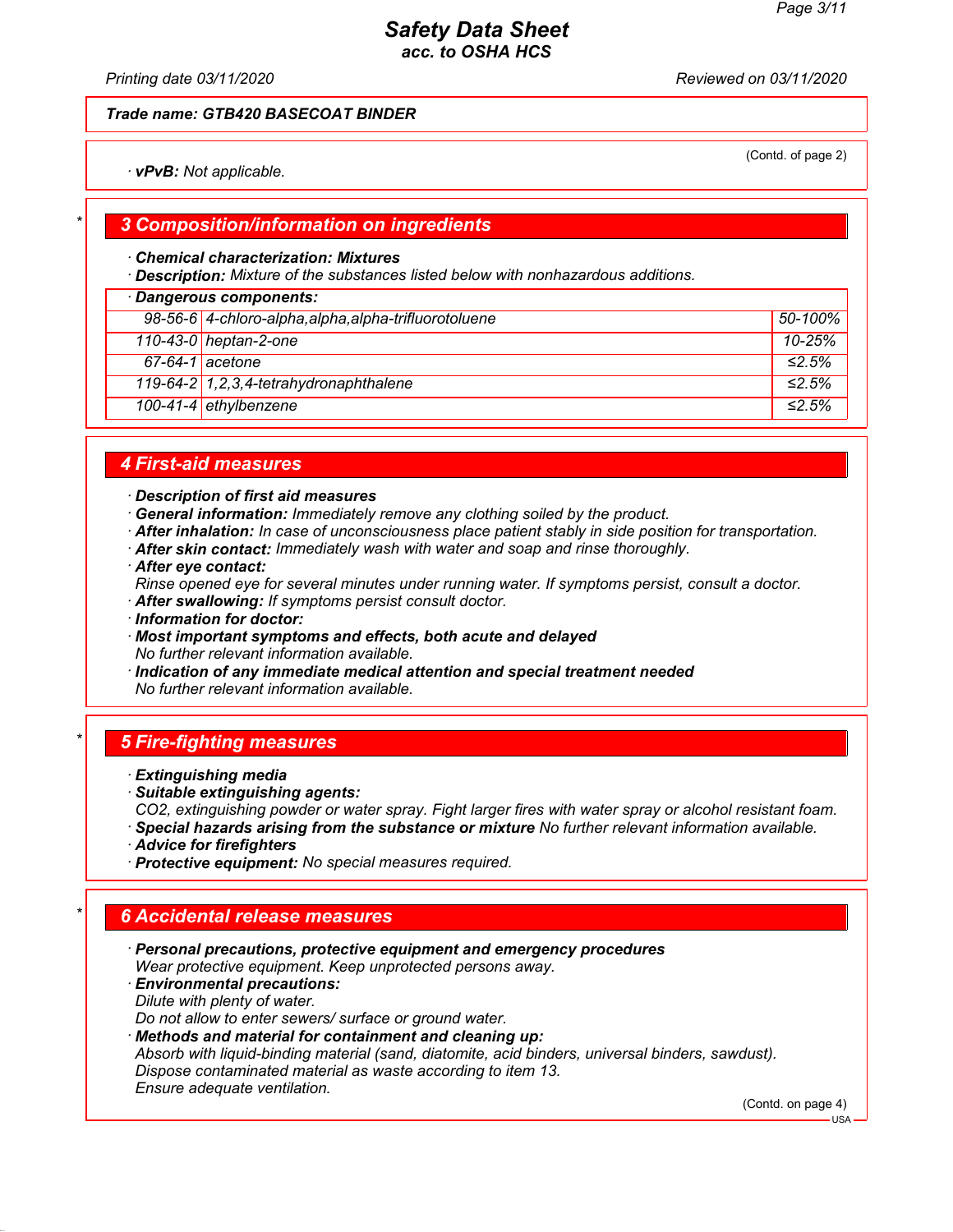Trade name: GTB420 BASECOAT BINDER

(Contd. of page 2)

· **vPvB:** Not applicable.

## 3 Composition/information on ingredients

· **Chemical characterization: Mixtures**
· **Description:** Mixture of the substances listed below with nonhazardous additions.

| · Dangerous components: | | |
|---|---|---|
| 98-56-6 | 4-chloro-alpha,alpha,alpha-trifluorotoluene | 50-100% |
| 110-43-0 | heptan-2-one | 10-25% |
| 67-64-1 | acetone | ≤2.5% |
| 119-64-2 | 1,2,3,4-tetrahydronaphthalene | ≤2.5% |
| 100-41-4 | ethylbenzene | ≤2.5% |

## 4 First-aid measures

· **Description of first aid measures**
· **General information:** Immediately remove any clothing soiled by the product.
· **After inhalation:** In case of unconsciousness place patient stably in side position for transportation.
· **After skin contact:** Immediately wash with water and soap and rinse thoroughly.
· **After eye contact:**
Rinse opened eye for several minutes under running water. If symptoms persist, consult a doctor.
· **After swallowing:** If symptoms persist consult doctor.
· **Information for doctor:**
· **Most important symptoms and effects, both acute and delayed**
No further relevant information available.
· **Indication of any immediate medical attention and special treatment needed**
No further relevant information available.

## 5 Fire-fighting measures

· **Extinguishing media**
· **Suitable extinguishing agents:**
CO2, extinguishing powder or water spray. Fight larger fires with water spray or alcohol resistant foam.
· **Special hazards arising from the substance or mixture** No further relevant information available.
· **Advice for firefighters**
· **Protective equipment:** No special measures required.

## 6 Accidental release measures

· **Personal precautions, protective equipment and emergency procedures**
Wear protective equipment. Keep unprotected persons away.
· **Environmental precautions:**
Dilute with plenty of water.
Do not allow to enter sewers/ surface or ground water.
· **Methods and material for containment and cleaning up:**
Absorb with liquid-binding material (sand, diatomite, acid binders, universal binders, sawdust).
Dispose contaminated material as waste according to item 13.
Ensure adequate ventilation.

(Contd. on page 4)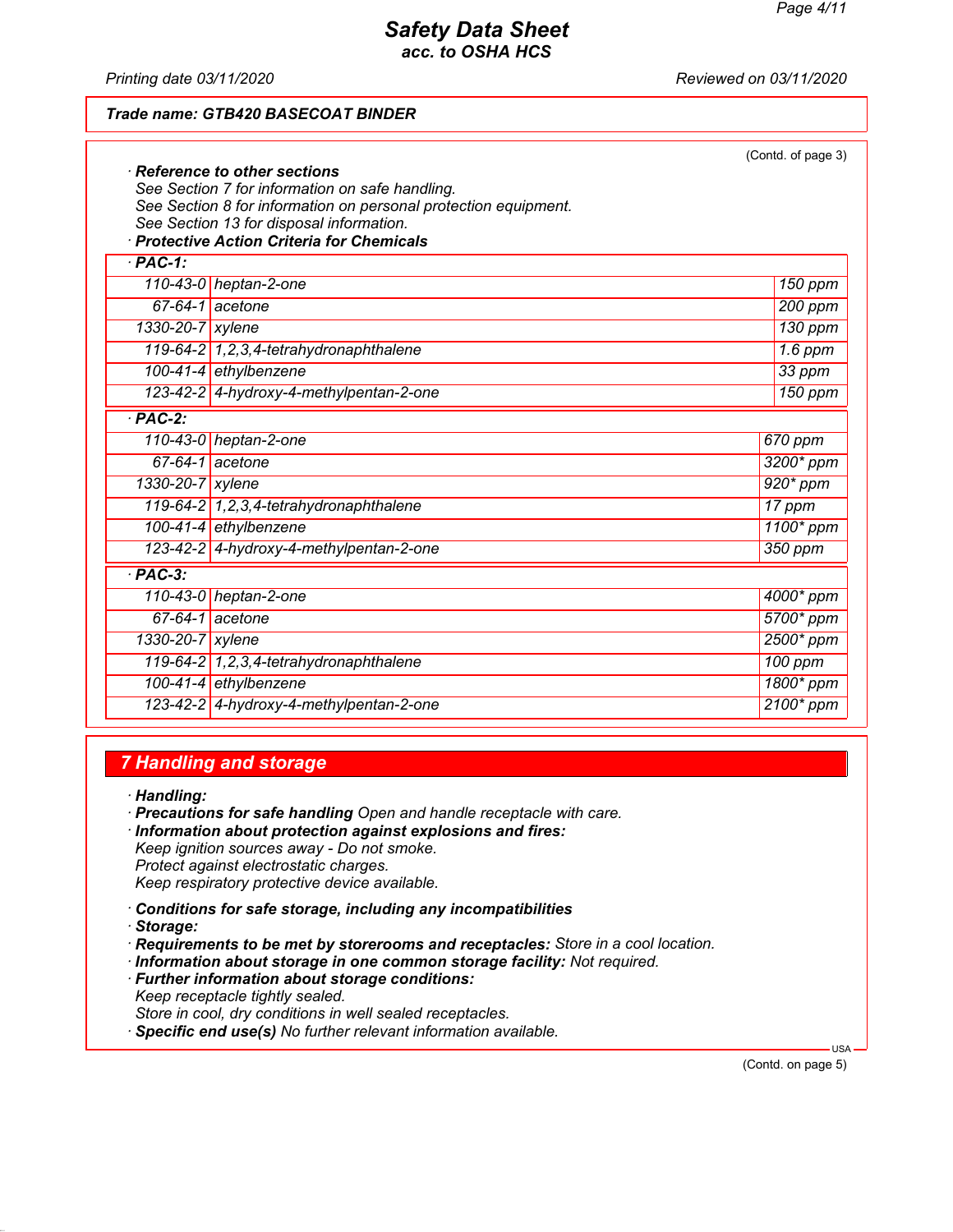**Trade name: GTB420 BASECOAT BINDER**

(Contd. of page 3)

· **Reference to other sections**
See Section 7 for information on safe handling.
See Section 8 for information on personal protection equipment.
See Section 13 for disposal information.

· **Protective Action Criteria for Chemicals**

| · **PAC-1:** | | |
|---|---|---|
| 110-43-0 | heptan-2-one | 150 ppm |
| 67-64-1 | acetone | 200 ppm |
| 1330-20-7 | xylene | 130 ppm |
| 119-64-2 | 1,2,3,4-tetrahydronaphthalene | 1.6 ppm |
| 100-41-4 | ethylbenzene | 33 ppm |
| 123-42-2 | 4-hydroxy-4-methylpentan-2-one | 150 ppm |

| · **PAC-2:** | | |
|---|---|---|
| 110-43-0 | heptan-2-one | 670 ppm |
| 67-64-1 | acetone | 3200* ppm |
| 1330-20-7 | xylene | 920* ppm |
| 119-64-2 | 1,2,3,4-tetrahydronaphthalene | 17 ppm |
| 100-41-4 | ethylbenzene | 1100* ppm |
| 123-42-2 | 4-hydroxy-4-methylpentan-2-one | 350 ppm |

| · **PAC-3:** | | |
|---|---|---|
| 110-43-0 | heptan-2-one | 4000* ppm |
| 67-64-1 | acetone | 5700* ppm |
| 1330-20-7 | xylene | 2500* ppm |
| 119-64-2 | 1,2,3,4-tetrahydronaphthalene | 100 ppm |
| 100-41-4 | ethylbenzene | 1800* ppm |
| 123-42-2 | 4-hydroxy-4-methylpentan-2-one | 2100* ppm |

## 7 Handling and storage

· **Handling:**
· **Precautions for safe handling** Open and handle receptacle with care.
· **Information about protection against explosions and fires:**
Keep ignition sources away - Do not smoke.
Protect against electrostatic charges.
Keep respiratory protective device available.

· **Conditions for safe storage, including any incompatibilities**
· **Storage:**
· **Requirements to be met by storerooms and receptacles:** Store in a cool location.
· **Information about storage in one common storage facility:** Not required.
· **Further information about storage conditions:**
Keep receptacle tightly sealed.
Store in cool, dry conditions in well sealed receptacles.
· **Specific end use(s)** No further relevant information available.

(Contd. on page 5)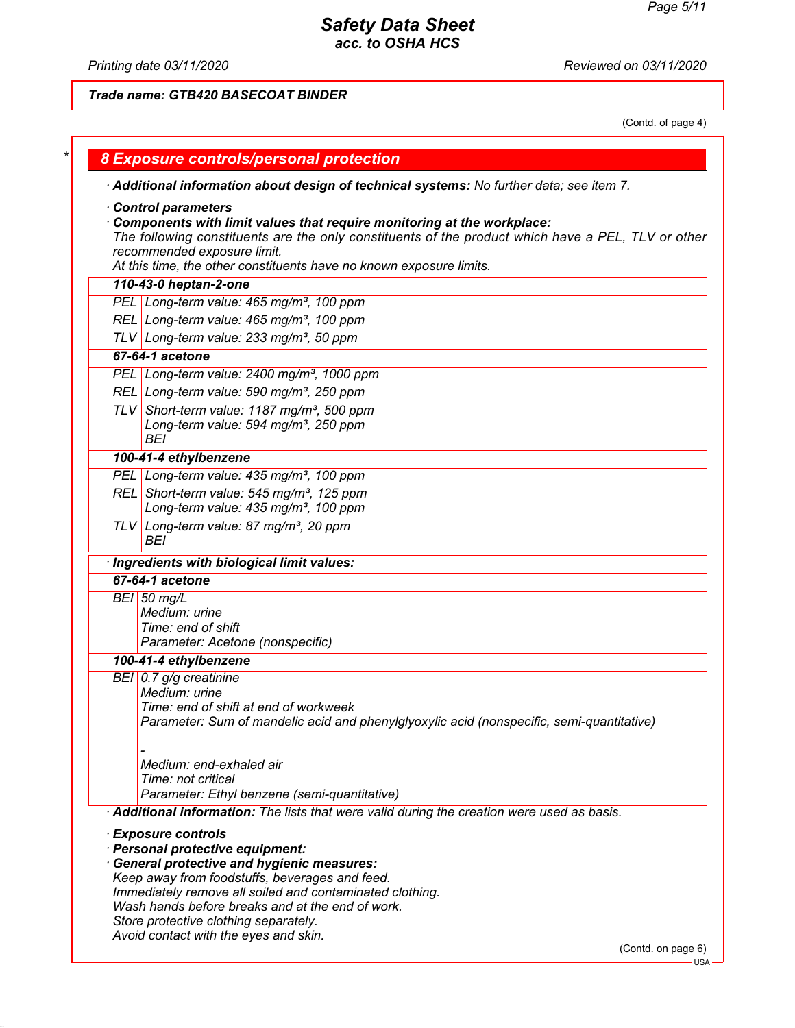**Trade name: GTB420 BASECOAT BINDER**

(Contd. of page 4)

## 8 Exposure controls/personal protection

· **Additional information about design of technical systems:** No further data; see item 7.

· **Control parameters**

· **Components with limit values that require monitoring at the workplace:**

The following constituents are the only constituents of the product which have a PEL, TLV or other recommended exposure limit.

At this time, the other constituents have no known exposure limits.

| **110-43-0 heptan-2-one** | |
|---|---|
| PEL | Long-term value: 465 mg/m³, 100 ppm |
| REL | Long-term value: 465 mg/m³, 100 ppm |
| TLV | Long-term value: 233 mg/m³, 50 ppm |
| **67-64-1 acetone** | |
| PEL | Long-term value: 2400 mg/m³, 1000 ppm |
| REL | Long-term value: 590 mg/m³, 250 ppm |
| TLV | Short-term value: 1187 mg/m³, 500 ppm<br>Long-term value: 594 mg/m³, 250 ppm<br>BEI |
| **100-41-4 ethylbenzene** | |
| PEL | Long-term value: 435 mg/m³, 100 ppm |
| REL | Short-term value: 545 mg/m³, 125 ppm<br>Long-term value: 435 mg/m³, 100 ppm |
| TLV | Long-term value: 87 mg/m³, 20 ppm<br>BEI |

· **Ingredients with biological limit values:**

| **67-64-1 acetone** | |
|---|---|
| BEI | 50 mg/L<br>Medium: urine<br>Time: end of shift<br>Parameter: Acetone (nonspecific) |
| **100-41-4 ethylbenzene** | |
| BEI | 0.7 g/g creatinine<br>Medium: urine<br>Time: end of shift at end of workweek<br>Parameter: Sum of mandelic acid and phenylglyoxylic acid (nonspecific, semi-quantitative)<br><br>-<br>Medium: end-exhaled air<br>Time: not critical<br>Parameter: Ethyl benzene (semi-quantitative) |

· **Additional information:** The lists that were valid during the creation were used as basis.

· **Exposure controls**

· **Personal protective equipment:**

· **General protective and hygienic measures:**

Keep away from foodstuffs, beverages and feed.
Immediately remove all soiled and contaminated clothing.
Wash hands before breaks and at the end of work.
Store protective clothing separately.
Avoid contact with the eyes and skin.

(Contd. on page 6)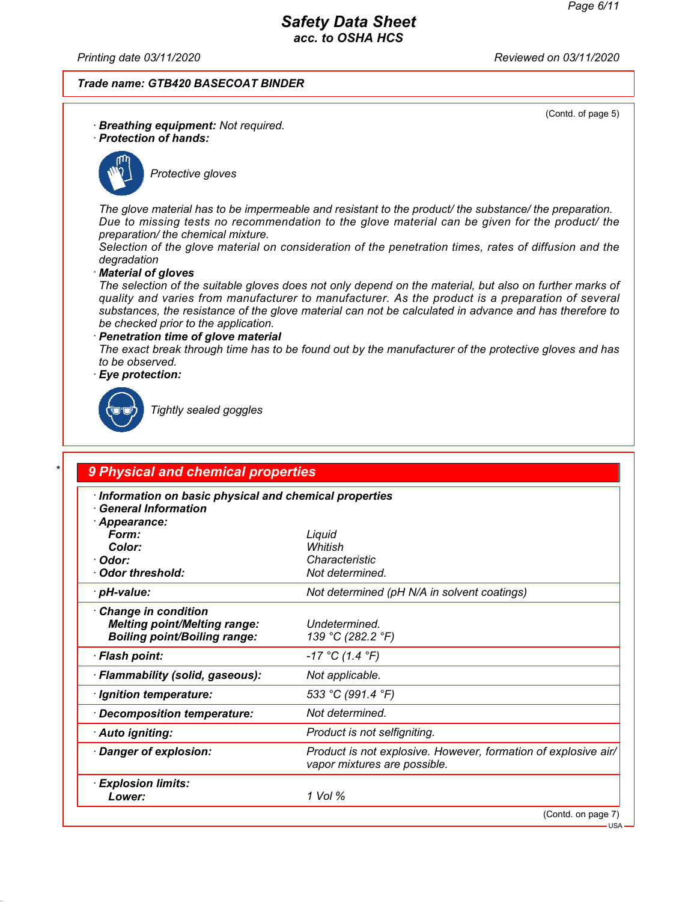**Trade name: GTB420 BASECOAT BINDER**

(Contd. of page 5)

· **Breathing equipment:** Not required.

· **Protection of hands:**

Protective gloves

The glove material has to be impermeable and resistant to the product/ the substance/ the preparation.
Due to missing tests no recommendation to the glove material can be given for the product/ the preparation/ the chemical mixture.
Selection of the glove material on consideration of the penetration times, rates of diffusion and the degradation

· **Material of gloves**

The selection of the suitable gloves does not only depend on the material, but also on further marks of quality and varies from manufacturer to manufacturer. As the product is a preparation of several substances, the resistance of the glove material can not be calculated in advance and has therefore to be checked prior to the application.

· **Penetration time of glove material**

The exact break through time has to be found out by the manufacturer of the protective gloves and has to be observed.

· **Eye protection:**

Tightly sealed goggles

## 9 Physical and chemical properties

· **Information on basic physical and chemical properties**

· **General Information**

| | |
|---|---|
| · **Appearance:** | |
| **Form:** | Liquid |
| **Color:** | Whitish |
| · **Odor:** | Characteristic |
| · **Odor threshold:** | Not determined. |
| · **pH-value:** | Not determined (pH N/A in solvent coatings) |
| · **Change in condition** | |
| **Melting point/Melting range:** | Undetermined. |
| **Boiling point/Boiling range:** | 139 °C (282.2 °F) |
| · **Flash point:** | -17 °C (1.4 °F) |
| · **Flammability (solid, gaseous):** | Not applicable. |
| · **Ignition temperature:** | 533 °C (991.4 °F) |
| · **Decomposition temperature:** | Not determined. |
| · **Auto igniting:** | Product is not selfigniting. |
| · **Danger of explosion:** | Product is not explosive. However, formation of explosive air/ vapor mixtures are possible. |
| · **Explosion limits:** | |
| **Lower:** | 1 Vol % |

(Contd. on page 7)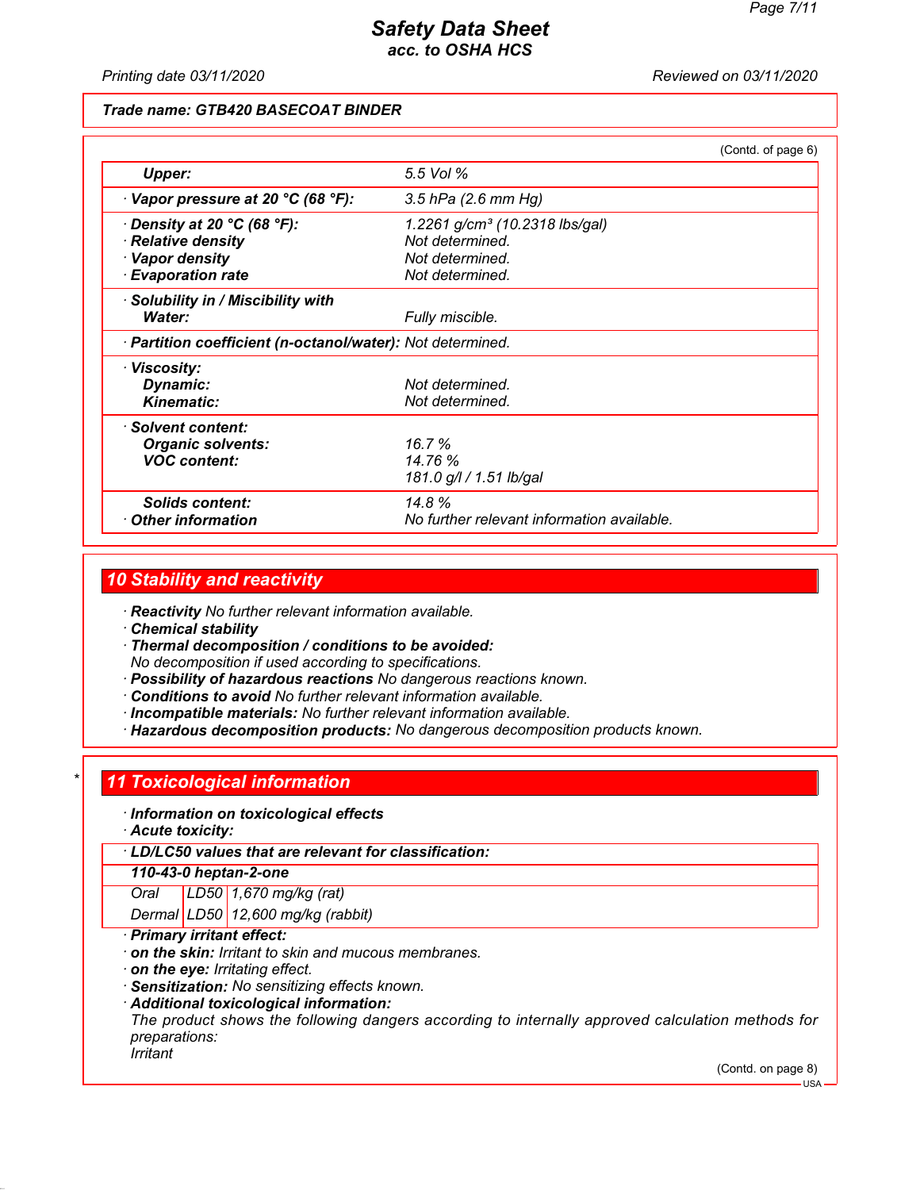**Trade name: GTB420 BASECOAT BINDER**

(Contd. of page 6)

| | |
|---|---|
| **Upper:** | 5.5 Vol % |
| · **Vapor pressure at 20 °C (68 °F):** | 3.5 hPa (2.6 mm Hg) |
| · **Density at 20 °C (68 °F):** | 1.2261 g/cm³ (10.2318 lbs/gal) |
| · **Relative density** | Not determined. |
| · **Vapor density** | Not determined. |
| · **Evaporation rate** | Not determined. |
| · **Solubility in / Miscibility with** | |
| **Water:** | Fully miscible. |
| · **Partition coefficient (n-octanol/water):** | Not determined. |
| · **Viscosity:** | |
| **Dynamic:** | Not determined. |
| **Kinematic:** | Not determined. |
| · **Solvent content:** | |
| **Organic solvents:** | 16.7 % |
| **VOC content:** | 14.76 % |
| | 181.0 g/l / 1.51 lb/gal |
| **Solids content:** | 14.8 % |
| · **Other information** | No further relevant information available. |

## 10 Stability and reactivity

· **Reactivity** No further relevant information available.
· **Chemical stability**
· **Thermal decomposition / conditions to be avoided:**
No decomposition if used according to specifications.
· **Possibility of hazardous reactions** No dangerous reactions known.
· **Conditions to avoid** No further relevant information available.
· **Incompatible materials:** No further relevant information available.
· **Hazardous decomposition products:** No dangerous decomposition products known.

## 11 Toxicological information

· **Information on toxicological effects**
· **Acute toxicity:**

| · **LD/LC50 values that are relevant for classification:** | | |
|---|---|---|
| **110-43-0 heptan-2-one** | | |
| Oral | LD50 | 1,670 mg/kg (rat) |
| Dermal | LD50 | 12,600 mg/kg (rabbit) |

· **Primary irritant effect:**
· **on the skin:** Irritant to skin and mucous membranes.
· **on the eye:** Irritating effect.
· **Sensitization:** No sensitizing effects known.
· **Additional toxicological information:**
The product shows the following dangers according to internally approved calculation methods for preparations:
Irritant

(Contd. on page 8)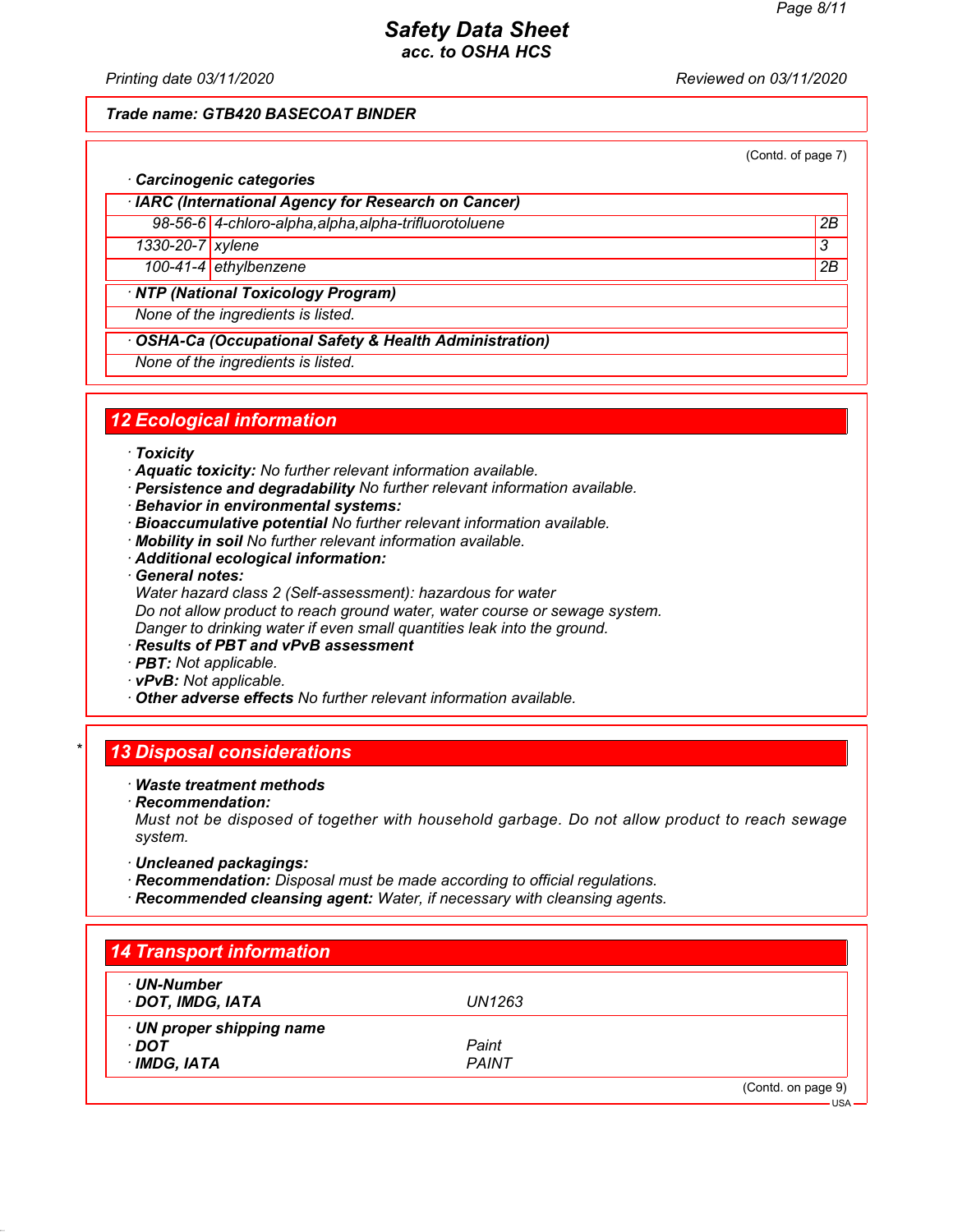**Trade name: GTB420 BASECOAT BINDER**

(Contd. of page 7)

· **Carcinogenic categories**

· **IARC (International Agency for Research on Cancer)**

| | | |
|---|---|---|
| 98-56-6 | 4-chloro-alpha,alpha,alpha-trifluorotoluene | 2B |
| 1330-20-7 | xylene | 3 |
| 100-41-4 | ethylbenzene | 2B |

· **NTP (National Toxicology Program)**

None of the ingredients is listed.

· **OSHA-Ca (Occupational Safety & Health Administration)**

None of the ingredients is listed.

## 12 Ecological information

· **Toxicity**
· **Aquatic toxicity:** No further relevant information available.
· **Persistence and degradability** No further relevant information available.
· **Behavior in environmental systems:**
· **Bioaccumulative potential** No further relevant information available.
· **Mobility in soil** No further relevant information available.
· **Additional ecological information:**
· **General notes:**
Water hazard class 2 (Self-assessment): hazardous for water
Do not allow product to reach ground water, water course or sewage system.
Danger to drinking water if even small quantities leak into the ground.
· **Results of PBT and vPvB assessment**
· **PBT:** Not applicable.
· **vPvB:** Not applicable.
· **Other adverse effects** No further relevant information available.

## 13 Disposal considerations

· **Waste treatment methods**
· **Recommendation:**
Must not be disposed of together with household garbage. Do not allow product to reach sewage system.

· **Uncleaned packagings:**
· **Recommendation:** Disposal must be made according to official regulations.
· **Recommended cleansing agent:** Water, if necessary with cleansing agents.

## 14 Transport information

| | |
|---|---|
| · **UN-Number** | |
| · **DOT, IMDG, IATA** | UN1263 |
| · **UN proper shipping name** | |
| · **DOT** | Paint |
| · **IMDG, IATA** | PAINT |

(Contd. on page 9)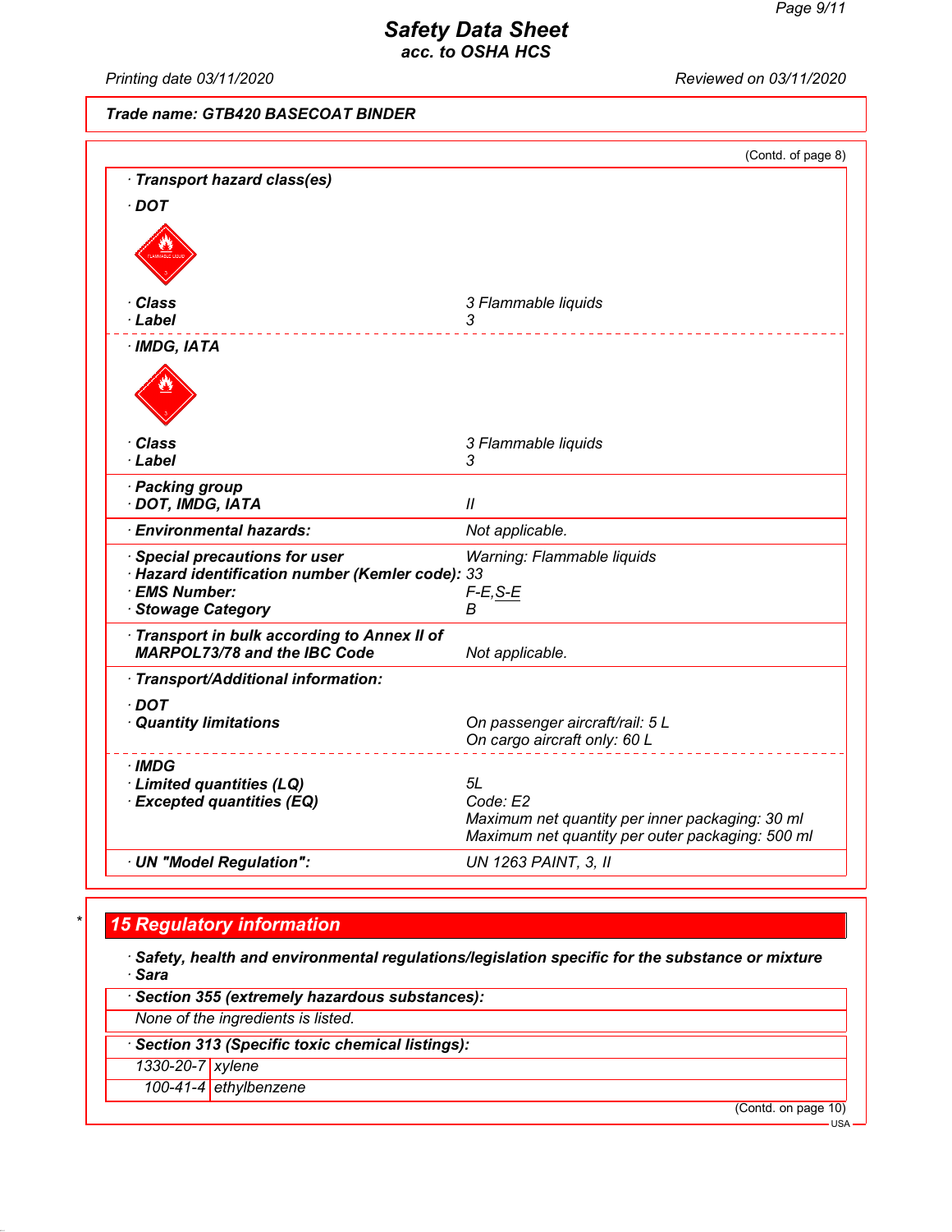**Trade name: GTB420 BASECOAT BINDER**

(Contd. of page 8)

· **Transport hazard class(es)**

· **DOT**

| | |
|---|---|
| · **Class** | 3 Flammable liquids |
| · **Label** | 3 |

· **IMDG, IATA**

| | |
|---|---|
| · **Class** | 3 Flammable liquids |
| · **Label** | 3 |
| · **Packing group** | |
| · **DOT, IMDG, IATA** | II |
| · **Environmental hazards:** | Not applicable. |
| · **Special precautions for user** | Warning: Flammable liquids |
| · **Hazard identification number (Kemler code):** | 33 |
| · **EMS Number:** | F-E,S-E |
| · **Stowage Category** | B |
| · **Transport in bulk according to Annex II of MARPOL73/78 and the IBC Code** | Not applicable. |

· **Transport/Additional information:**

· **DOT**

| | |
|---|---|
| · **Quantity limitations** | On passenger aircraft/rail: 5 L<br>On cargo aircraft only: 60 L |

· **IMDG**

| | |
|---|---|
| · **Limited quantities (LQ)** | 5L |
| · **Excepted quantities (EQ)** | Code: E2<br>Maximum net quantity per inner packaging: 30 ml<br>Maximum net quantity per outer packaging: 500 ml |
| · **UN "Model Regulation":** | UN 1263 PAINT, 3, II |

## * 15 Regulatory information

· **Safety, health and environmental regulations/legislation specific for the substance or mixture**
· **Sara**

· **Section 355 (extremely hazardous substances):**

None of the ingredients is listed.

· **Section 313 (Specific toxic chemical listings):**

| | |
|---|---|
| 1330-20-7 | xylene |
| 100-41-4 | ethylbenzene |

(Contd. on page 10)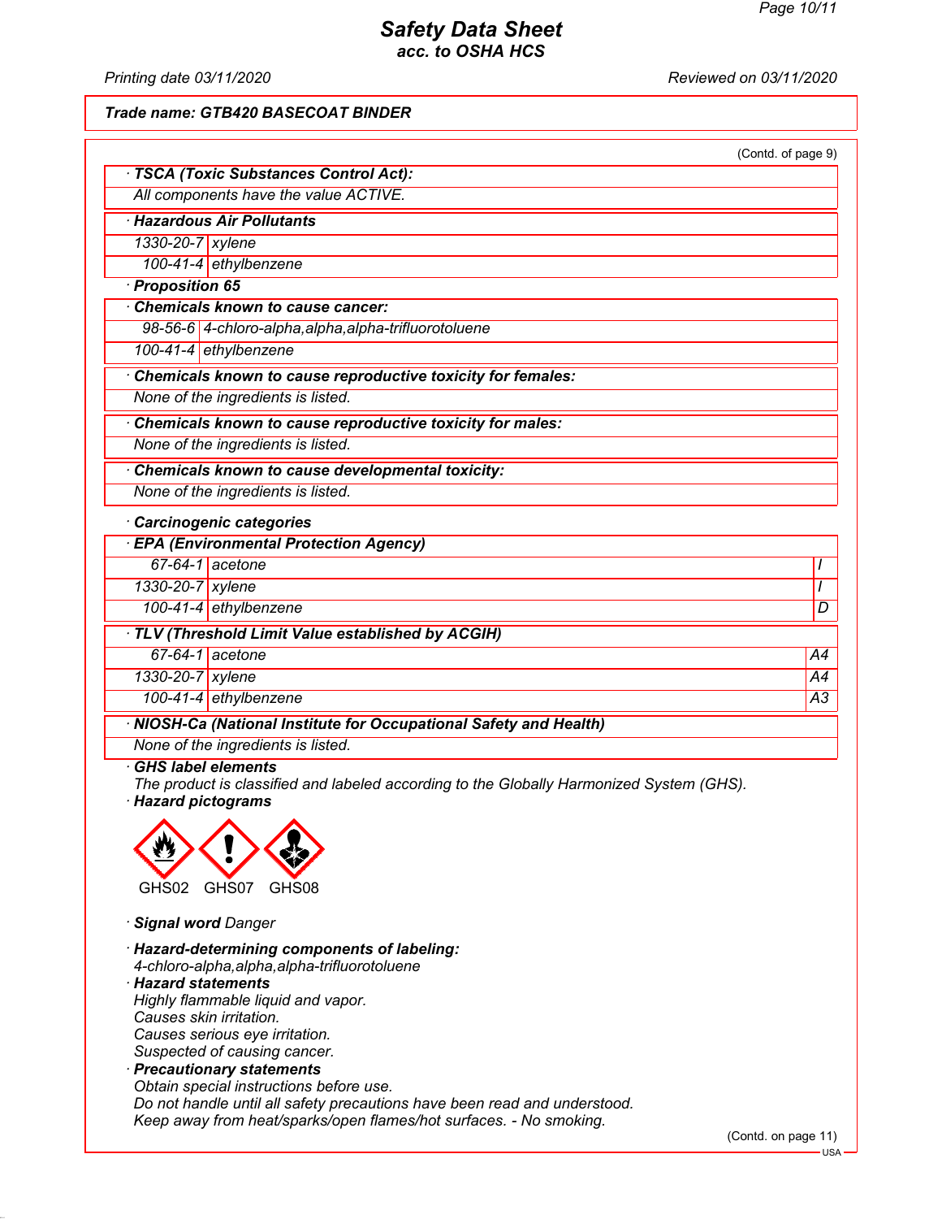**Safety Data Sheet**
*acc. to OSHA HCS*

Printing date 03/11/2020 | Reviewed on 03/11/2020

**Trade name: GTB420 BASECOAT BINDER**

(Contd. of page 9)

· **TSCA (Toxic Substances Control Act):**

All components have the value ACTIVE.

· **Hazardous Air Pollutants**

| | |
|---|---|
| 1330-20-7 | xylene |
| 100-41-4 | ethylbenzene |

· **Proposition 65**

· **Chemicals known to cause cancer:**

| | |
|---|---|
| 98-56-6 | 4-chloro-alpha,alpha,alpha-trifluorotoluene |
| 100-41-4 | ethylbenzene |

· **Chemicals known to cause reproductive toxicity for females:**

None of the ingredients is listed.

· **Chemicals known to cause reproductive toxicity for males:**

None of the ingredients is listed.

· **Chemicals known to cause developmental toxicity:**

None of the ingredients is listed.

· **Carcinogenic categories**

· **EPA (Environmental Protection Agency)**

| | | |
|---|---|---|
| 67-64-1 | acetone | I |
| 1330-20-7 | xylene | I |
| 100-41-4 | ethylbenzene | D |

· **TLV (Threshold Limit Value established by ACGIH)**

| | | |
|---|---|---|
| 67-64-1 | acetone | A4 |
| 1330-20-7 | xylene | A4 |
| 100-41-4 | ethylbenzene | A3 |

· **NIOSH-Ca (National Institute for Occupational Safety and Health)**

None of the ingredients is listed.

· **GHS label elements**

The product is classified and labeled according to the Globally Harmonized System (GHS).

· **Hazard pictograms**

GHS02 GHS07 GHS08

· **Signal word** Danger

· **Hazard-determining components of labeling:**

4-chloro-alpha,alpha,alpha-trifluorotoluene

· **Hazard statements**

Highly flammable liquid and vapor.
Causes skin irritation.
Causes serious eye irritation.
Suspected of causing cancer.

· **Precautionary statements**

Obtain special instructions before use.
Do not handle until all safety precautions have been read and understood.
Keep away from heat/sparks/open flames/hot surfaces. - No smoking.

(Contd. on page 11)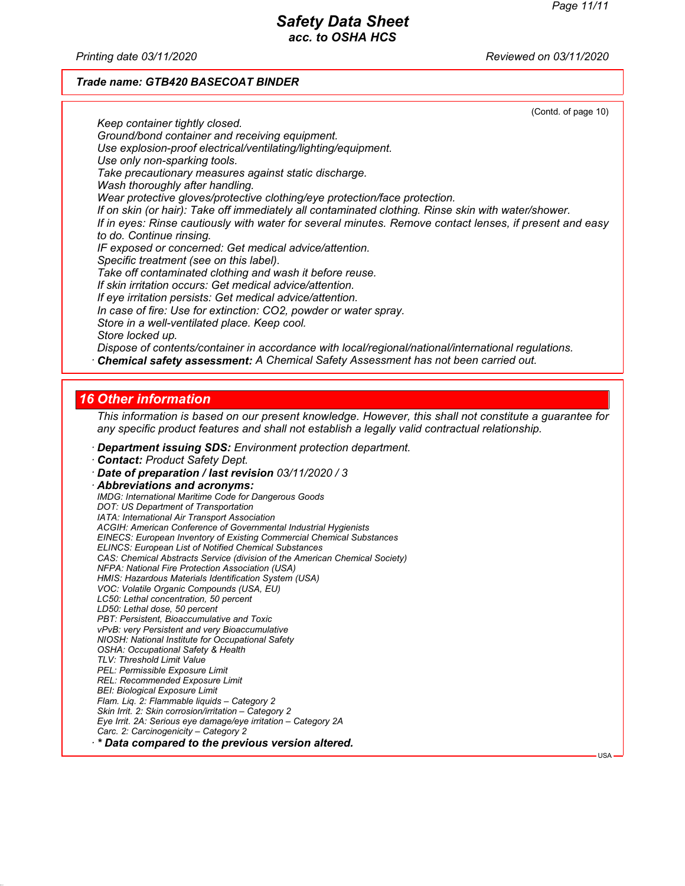**Trade name: GTB420 BASECOAT BINDER**

(Contd. of page 10)

Keep container tightly closed.
Ground/bond container and receiving equipment.
Use explosion-proof electrical/ventilating/lighting/equipment.
Use only non-sparking tools.
Take precautionary measures against static discharge.
Wash thoroughly after handling.
Wear protective gloves/protective clothing/eye protection/face protection.
If on skin (or hair): Take off immediately all contaminated clothing. Rinse skin with water/shower.
If in eyes: Rinse cautiously with water for several minutes. Remove contact lenses, if present and easy to do. Continue rinsing.
IF exposed or concerned: Get medical advice/attention.
Specific treatment (see on this label).
Take off contaminated clothing and wash it before reuse.
If skin irritation occurs: Get medical advice/attention.
If eye irritation persists: Get medical advice/attention.
In case of fire: Use for extinction: $CO_2$, powder or water spray.
Store in a well-ventilated place. Keep cool.
Store locked up.
Dispose of contents/container in accordance with local/regional/national/international regulations.

· **Chemical safety assessment:** A Chemical Safety Assessment has not been carried out.

## 16 Other information

This information is based on our present knowledge. However, this shall not constitute a guarantee for any specific product features and shall not establish a legally valid contractual relationship.

· **Department issuing SDS:** Environment protection department.
· **Contact:** Product Safety Dept.
· **Date of preparation / last revision** 03/11/2020 / 3
· **Abbreviations and acronyms:**

IMDG: International Maritime Code for Dangerous Goods
DOT: US Department of Transportation
IATA: International Air Transport Association
ACGIH: American Conference of Governmental Industrial Hygienists
EINECS: European Inventory of Existing Commercial Chemical Substances
ELINCS: European List of Notified Chemical Substances
CAS: Chemical Abstracts Service (division of the American Chemical Society)
NFPA: National Fire Protection Association (USA)
HMIS: Hazardous Materials Identification System (USA)
VOC: Volatile Organic Compounds (USA, EU)
LC50: Lethal concentration, 50 percent
LD50: Lethal dose, 50 percent
PBT: Persistent, Bioaccumulative and Toxic
vPvB: very Persistent and very Bioaccumulative
NIOSH: National Institute for Occupational Safety
OSHA: Occupational Safety & Health
TLV: Threshold Limit Value
PEL: Permissible Exposure Limit
REL: Recommended Exposure Limit
BEI: Biological Exposure Limit
Flam. Liq. 2: Flammable liquids – Category 2
Skin Irrit. 2: Skin corrosion/irritation – Category 2
Eye Irrit. 2A: Serious eye damage/eye irritation – Category 2A
Carc. 2: Carcinogenicity – Category 2

· **\* Data compared to the previous version altered.**